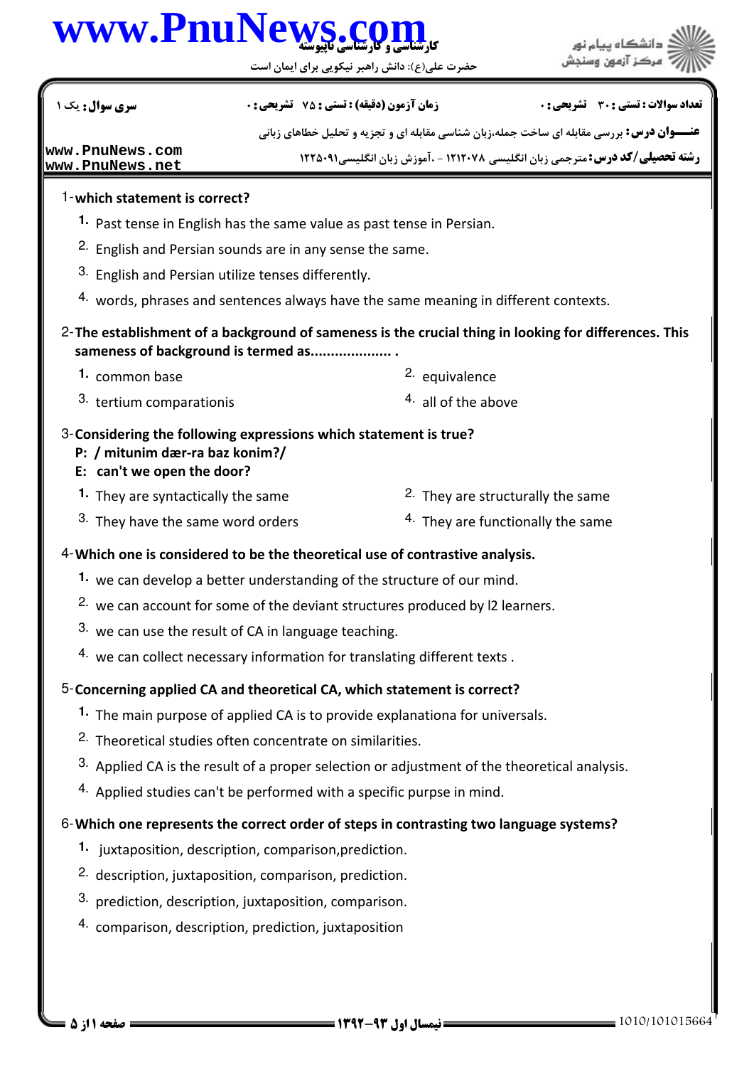کارشناسی و کارشناسی ناپیوسته

حضرت علی(ع): دانش راهبر نیکویی برای ایمان است

دانشگاه پیام نور
مرکز آزمون وسنجش

**سری سوال:** یک ۱ | **زمان آزمون (دقیقه) : تستی : ۷۵ تشریحی : ۰** | **تعداد سوالات : تستی : ۳۰ تشریحی : ۰**

**عنـــوان درس:** بررسی مقابله ای ساخت جمله،زبان شناسی مقابله ای و تجزیه و تحلیل خطاهای زبانی

**رشته تحصیلی/کد درس:** مترجمی زبان انگلیسی ۱۲۱۲۰۷۸ - ،آموزش زبان انگلیسی۱۲۲۵۰۹۱

1-**which statement is correct?**

1. Past tense in English has the same value as past tense in Persian.
2. English and Persian sounds are in any sense the same.
3. English and Persian utilize tenses differently.
4. words, phrases and sentences always have the same meaning in different contexts.

2-**The establishment of a background of sameness is the crucial thing in looking for differences. This sameness of background is termed as.................... .**

1. common base
2. equivalence
3. tertium comparationis
4. all of the above

3-**Considering the following expressions which statement is true?**
**P: / mitunim dær-ra baz konim?/**
**E: can't we open the door?**

1. They are syntactically the same
2. They are structurally the same
3. They have the same word orders
4. They are functionally the same

4-**Which one is considered to be the theoretical use of contrastive analysis.**

1. we can develop a better understanding of the structure of our mind.
2. we can account for some of the deviant structures produced by l2 learners.
3. we can use the result of CA in language teaching.
4. we can collect necessary information for translating different texts .

5-**Concerning applied CA and theoretical CA, which statement is correct?**

1. The main purpose of applied CA is to provide explanationa for universals.
2. Theoretical studies often concentrate on similarities.
3. Applied CA is the result of a proper selection or adjustment of the theoretical analysis.
4. Applied studies can't be performed with a specific purpse in mind.

6-**Which one represents the correct order of steps in contrasting two language systems?**

1. juxtaposition, description, comparison,prediction.
2. description, juxtaposition, comparison, prediction.
3. prediction, description, juxtaposition, comparison.
4. comparison, description, prediction, juxtaposition

**نیمسال اول ۹۳-۱۳۹۲**

1010/101015664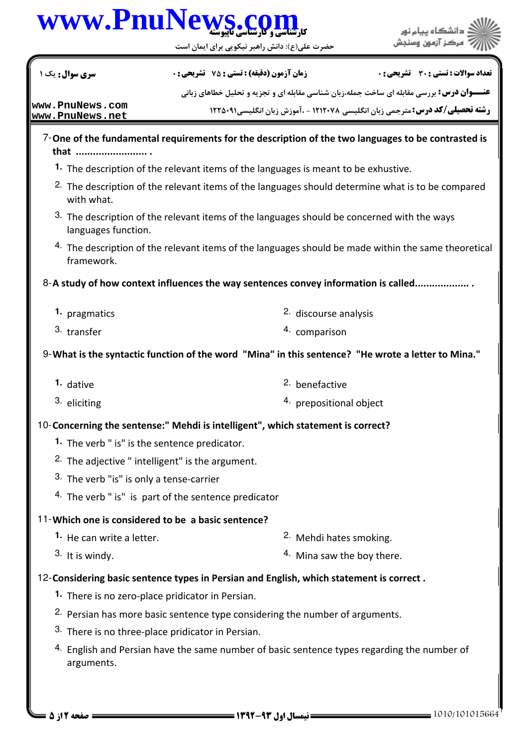7- **One of the fundamental requirements for the description of the two languages to be contrasted is that ......................... .**

1. The description of the relevant items of the languages is meant to be exhustive.
2. The description of the relevant items of the languages should determine what is to be compared with what.
3. The description of the relevant items of the languages should be concerned with the ways languages function.
4. The description of the relevant items of the languages should be made within the same theoretical framework.

8- **A study of how context influences the way sentences convey information is called................... .**

1. pragmatics
2. discourse analysis
3. transfer
4. comparison

9- **What is the syntactic function of the word "Mina" in this sentence? "He wrote a letter to Mina."**

1. dative
2. benefactive
3. eliciting
4. prepositional object

10- **Concerning the sentense:" Mehdi is intelligent", which statement is correct?**

1. The verb " is" is the sentence predicator.
2. The adjective " intelligent" is the argument.
3. The verb "is" is only a tense-carrier
4. The verb " is" is part of the sentence predicator

11- **Which one is considered to be a basic sentence?**

1. He can write a letter.
2. Mehdi hates smoking.
3. It is windy.
4. Mina saw the boy there.

12- **Considering basic sentence types in Persian and English, which statement is correct .**

1. There is no zero-place pridicator in Persian.
2. Persian has more basic sentence type considering the number of arguments.
3. There is no three-place pridicator in Persian.
4. English and Persian have the same number of basic sentence types regarding the number of arguments.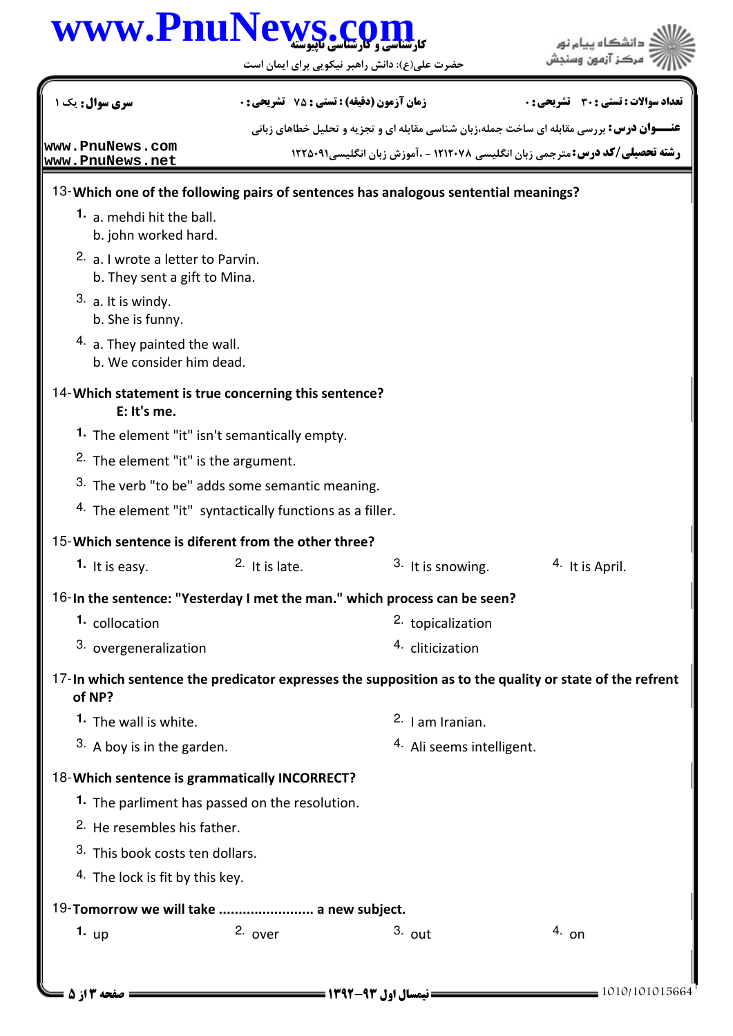13-**Which one of the following pairs of sentences has analogous sentential meanings?**

1. a. mehdi hit the ball.
   b. john worked hard.
2. a. I wrote a letter to Parvin.
   b. They sent a gift to Mina.
3. a. It is windy.
   b. She is funny.
4. a. They painted the wall.
   b. We consider him dead.

14-**Which statement is true concerning this sentence?**
**E: It's me.**

1. The element "it" isn't semantically empty.
2. The element "it" is the argument.
3. The verb "to be" adds some semantic meaning.
4. The element "it" syntactically functions as a filler.

15-**Which sentence is diferent from the other three?**

1. It is easy.
2. It is late.
3. It is snowing.
4. It is April.

16-**In the sentence: "Yesterday I met the man." which process can be seen?**

1. collocation
2. topicalization
3. overgeneralization
4. cliticization

17-**In which sentence the predicator expresses the supposition as to the quality or state of the refrent of NP?**

1. The wall is white.
2. I am Iranian.
3. A boy is in the garden.
4. Ali seems intelligent.

18-**Which sentence is grammatically INCORRECT?**

1. The parliment has passed on the resolution.
2. He resembles his father.
3. This book costs ten dollars.
4. The lock is fit by this key.

19-**Tomorrow we will take ........................ a new subject.**

1. up
2. over
3. out
4. on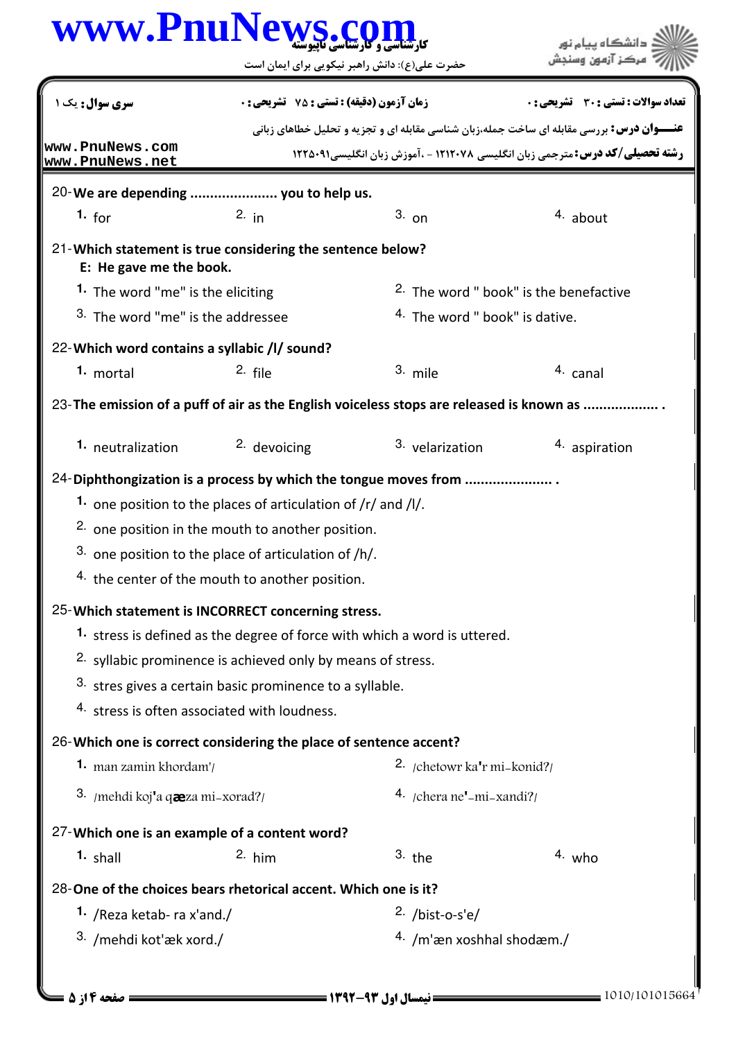| سری سوال: یک ۱ | زمان آزمون (دقیقه) : تستی : ۷۵ تشریحی : ۰ | تعداد سوالات : تستی : ۳۰ تشریحی : ۰ |
|---|---|---|

**عنـــوان درس:** بررسی مقابله ای ساخت جمله،زبان شناسی مقابله ای و تجزیه و تحلیل خطاهای زبانی

**رشته تحصیلی/کد درس:** مترجمی زبان انگلیسی ۱۲۱۲۰۷۸ - ،آموزش زبان انگلیسی۱۲۲۵۰۹۱

20-**We are depending ..................... you to help us.**

1. for
2. in
3. on
4. about

21-**Which statement is true considering the sentence below?**
**E: He gave me the book.**

1. The word "me" is the eliciting
2. The word " book" is the benefactive
3. The word "me" is the addressee
4. The word " book" is dative.

22-**Which word contains a syllabic /l/ sound?**

1. mortal
2. file
3. mile
4. canal

23-**The emission of a puff of air as the English voiceless stops are released is known as .................. .**

1. neutralization
2. devoicing
3. velarization
4. aspiration

24-**Diphthongization is a process by which the tongue moves from ..................... .**

1. one position to the places of articulation of /r/ and /l/.
2. one position in the mouth to another position.
3. one position to the place of articulation of /h/.
4. the center of the mouth to another position.

25-**Which statement is INCORRECT concerning stress.**

1. stress is defined as the degree of force with which a word is uttered.
2. syllabic prominence is achieved only by means of stress.
3. stres gives a certain basic prominence to a syllable.
4. stress is often associated with loudness.

26-**Which one is correct considering the place of sentence accent?**

1. man zamin khordam'/
2. /chetowr ka'r mi-konid?/
3. /mehdi koj'a qæza mi-xorad?/
4. /chera ne'-mi-xandi?/

27-**Which one is an example of a content word?**

1. shall
2. him
3. the
4. who

28-**One of the choices bears rhetorical accent. Which one is it?**

1. /Reza ketab- ra x'and./
2. /bist-o-s'e/
3. /mehdi kot'æk xord./
4. /m'æn xoshhal shodæm./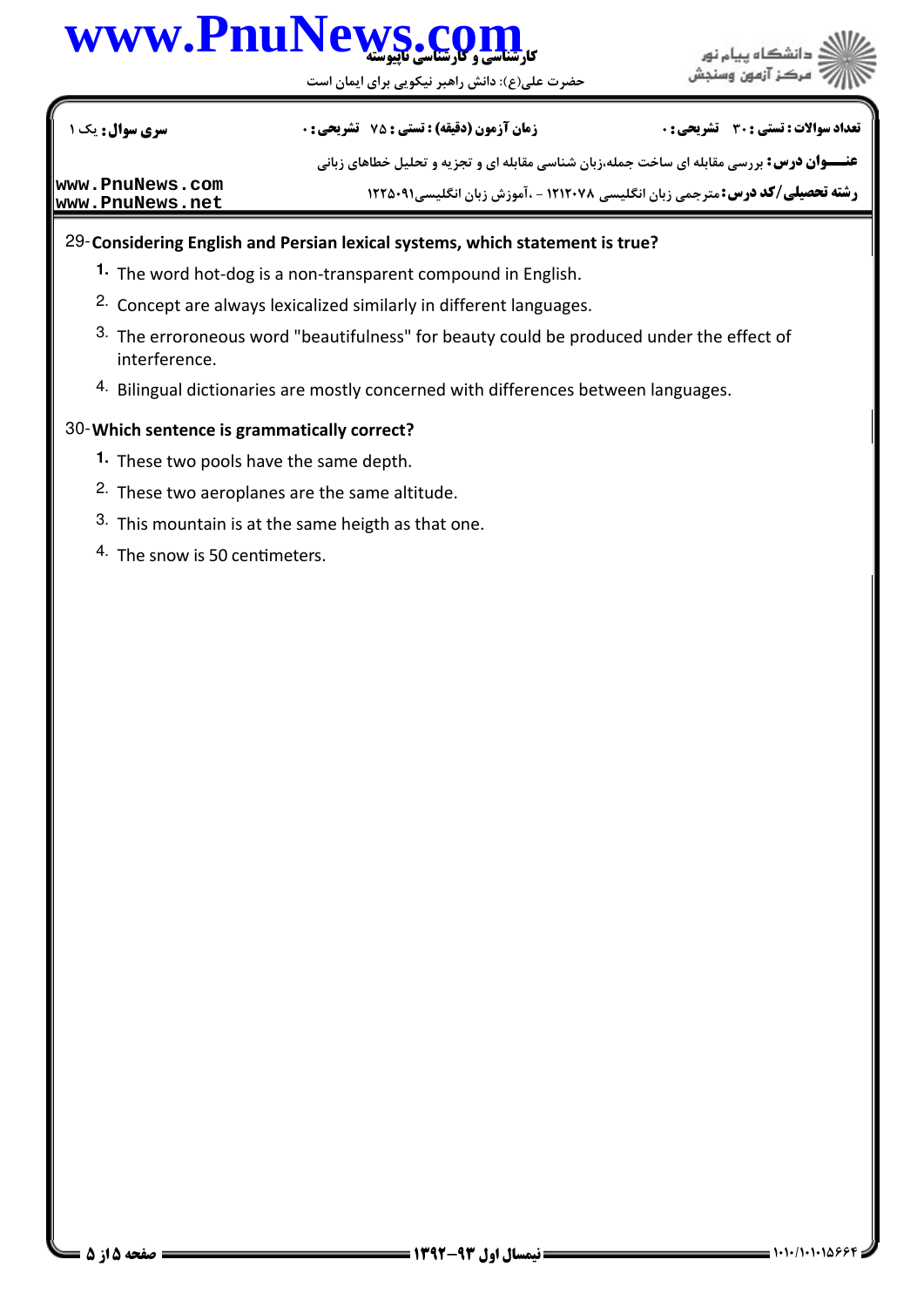29- **Considering English and Persian lexical systems, which statement is true?**

1. The word hot-dog is a non-transparent compound in English.
2. Concept are always lexicalized similarly in different languages.
3. The erroroneous word "beautifulness" for beauty could be produced under the effect of interference.
4. Bilingual dictionaries are mostly concerned with differences between languages.

30- **Which sentence is grammatically correct?**

1. These two pools have the same depth.
2. These two aeroplanes are the same altitude.
3. This mountain is at the same heigth as that one.
4. The snow is 50 centimeters.